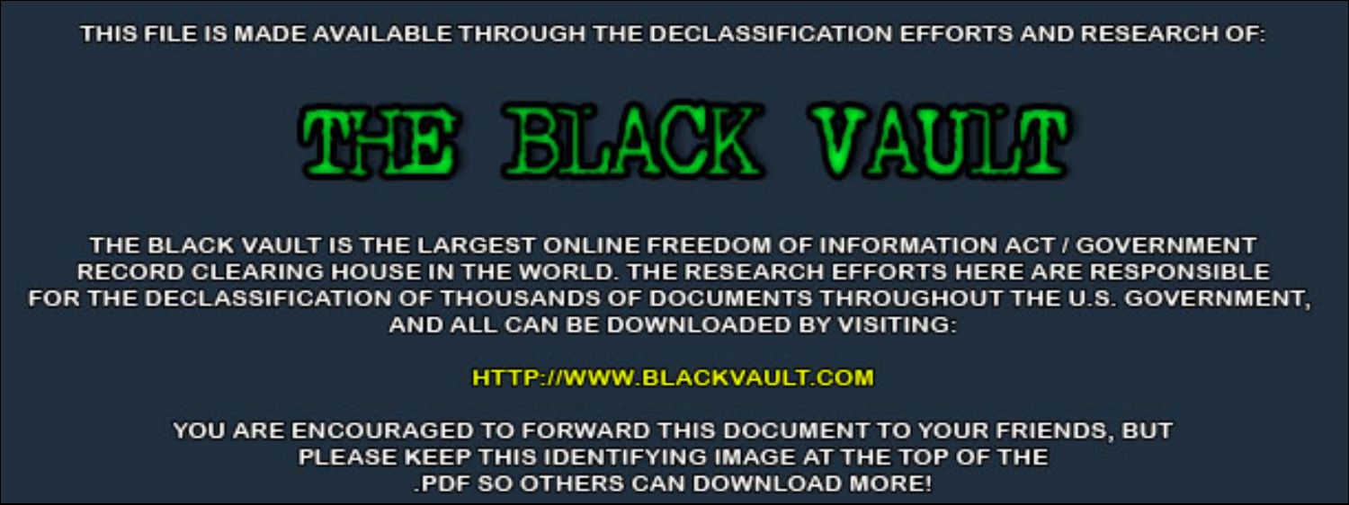THIS FILE IS MADE AVAILABLE THROUGH THE DECLASSIFICATION EFFORTS AND RESEARCH OF:

# THE BLACK VAULT

THE BLACK VAULT IS THE LARGEST ONLINE FREEDOM OF INFORMATION ACT / GOVERNMENT RECORD CLEARING HOUSE IN THE WORLD. THE RESEARCH EFFORTS HERE ARE RESPONSIBLE FOR THE DECLASSIFICATION OF THOUSANDS OF DOCUMENTS THROUGHOUT THE U.S. GOVERNMENT, AND ALL CAN BE DOWNLOADED BY VISITING:

HTTP://WWW.BLACKVAULT.COM

YOU ARE ENCOURAGED TO FORWARD THIS DOCUMENT TO YOUR FRIENDS, BUT PLEASE KEEP THIS IDENTIFYING IMAGE AT THE TOP OF THE .PDF SO OTHERS CAN DOWNLOAD MORE!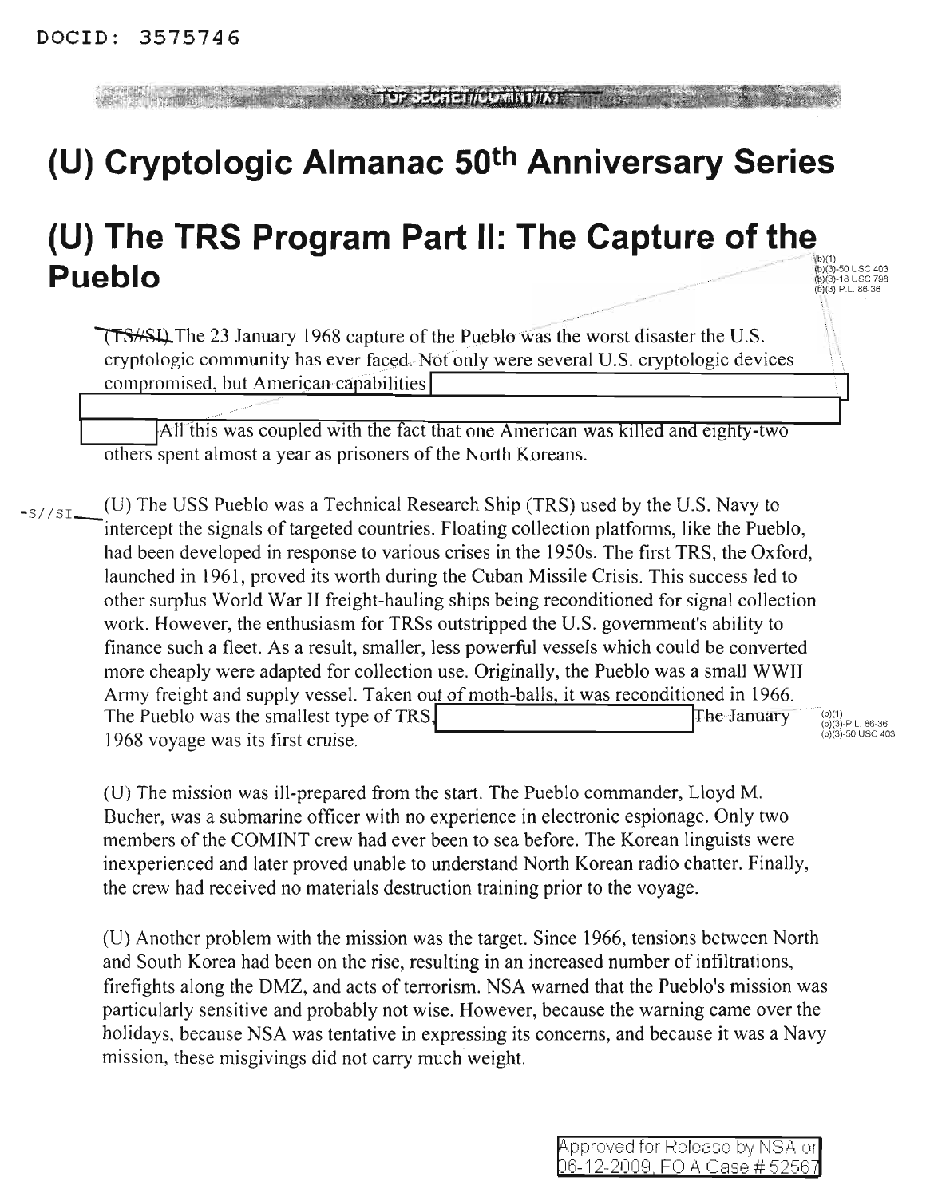DOCID: 3575746

TOP SECRET//COMINT//X1

# (U) Cryptologic Almanac 50th Anniversary Series

# (U) The TRS Program Part II: The Capture of the Pueblo

(b)(1)
(b)(3)-50 USC 403
(b)(3)-18 USC 798
(b)(3)-P.L. 86-36

~~(TS//SI)~~ The 23 January 1968 capture of the Pueblo was the worst disaster the U.S. cryptologic community has ever faced. Not only were several U.S. cryptologic devices compromised, but American capabilities [REDACTED] All this was coupled with the fact that one American was killed and eighty-two others spent almost a year as prisoners of the North Koreans.

-S//SI (U) The USS Pueblo was a Technical Research Ship (TRS) used by the U.S. Navy to intercept the signals of targeted countries. Floating collection platforms, like the Pueblo, had been developed in response to various crises in the 1950s. The first TRS, the Oxford, launched in 1961, proved its worth during the Cuban Missile Crisis. This success led to other surplus World War II freight-hauling ships being reconditioned for signal collection work. However, the enthusiasm for TRSs outstripped the U.S. government's ability to finance such a fleet. As a result, smaller, less powerful vessels which could be converted more cheaply were adapted for collection use. Originally, the Pueblo was a small WWII Army freight and supply vessel. Taken out of moth-balls, it was reconditioned in 1966. The Pueblo was the smallest type of TRS. [REDACTED] The January 1968 voyage was its first cruise.

(b)(1)
(b)(3)-P.L. 86-36
(b)(3)-50 USC 403

(U) The mission was ill-prepared from the start. The Pueblo commander, Lloyd M. Bucher, was a submarine officer with no experience in electronic espionage. Only two members of the COMINT crew had ever been to sea before. The Korean linguists were inexperienced and later proved unable to understand North Korean radio chatter. Finally, the crew had received no materials destruction training prior to the voyage.

(U) Another problem with the mission was the target. Since 1966, tensions between North and South Korea had been on the rise, resulting in an increased number of infiltrations, firefights along the DMZ, and acts of terrorism. NSA warned that the Pueblo's mission was particularly sensitive and probably not wise. However, because the warning came over the holidays, because NSA was tentative in expressing its concerns, and because it was a Navy mission, these misgivings did not carry much weight.

Approved for Release by NSA on 06-12-2009, FOIA Case # 52567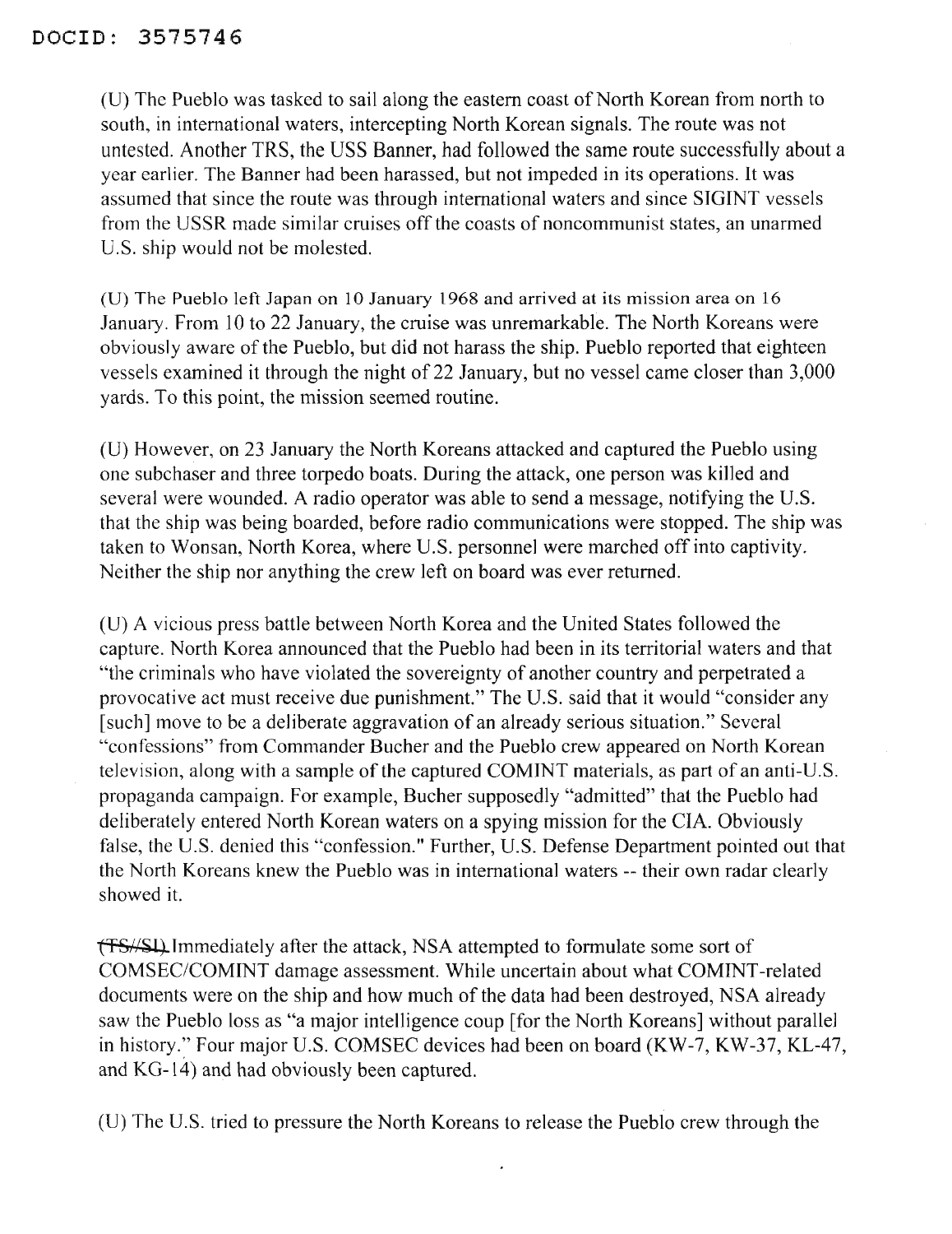(U) The Pueblo was tasked to sail along the eastern coast of North Korean from north to south, in international waters, intercepting North Korean signals. The route was not untested. Another TRS, the USS Banner, had followed the same route successfully about a year earlier. The Banner had been harassed, but not impeded in its operations. It was assumed that since the route was through international waters and since SIGINT vessels from the USSR made similar cruises off the coasts of noncommunist states, an unarmed U.S. ship would not be molested.

(U) The Pueblo left Japan on 10 January 1968 and arrived at its mission area on 16 January. From 10 to 22 January, the cruise was unremarkable. The North Koreans were obviously aware of the Pueblo, but did not harass the ship. Pueblo reported that eighteen vessels examined it through the night of 22 January, but no vessel came closer than 3,000 yards. To this point, the mission seemed routine.

(U) However, on 23 January the North Koreans attacked and captured the Pueblo using one subchaser and three torpedo boats. During the attack, one person was killed and several were wounded. A radio operator was able to send a message, notifying the U.S. that the ship was being boarded, before radio communications were stopped. The ship was taken to Wonsan, North Korea, where U.S. personnel were marched off into captivity. Neither the ship nor anything the crew left on board was ever returned.

(U) A vicious press battle between North Korea and the United States followed the capture. North Korea announced that the Pueblo had been in its territorial waters and that "the criminals who have violated the sovereignty of another country and perpetrated a provocative act must receive due punishment." The U.S. said that it would "consider any [such] move to be a deliberate aggravation of an already serious situation." Several "confessions" from Commander Bucher and the Pueblo crew appeared on North Korean television, along with a sample of the captured COMINT materials, as part of an anti-U.S. propaganda campaign. For example, Bucher supposedly "admitted" that the Pueblo had deliberately entered North Korean waters on a spying mission for the CIA. Obviously false, the U.S. denied this "confession." Further, U.S. Defense Department pointed out that the North Koreans knew the Pueblo was in international waters -- their own radar clearly showed it.

~~(TS//SI)~~ Immediately after the attack, NSA attempted to formulate some sort of COMSEC/COMINT damage assessment. While uncertain about what COMINT-related documents were on the ship and how much of the data had been destroyed, NSA already saw the Pueblo loss as "a major intelligence coup [for the North Koreans] without parallel in history." Four major U.S. COMSEC devices had been on board (KW-7, KW-37, KL-47, and KG-14) and had obviously been captured.

(U) The U.S. tried to pressure the North Koreans to release the Pueblo crew through the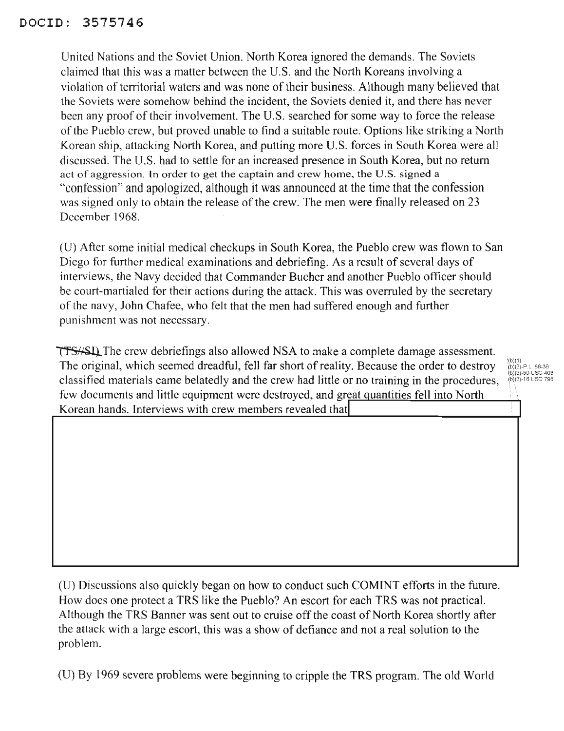United Nations and the Soviet Union. North Korea ignored the demands. The Soviets claimed that this was a matter between the U.S. and the North Koreans involving a violation of territorial waters and was none of their business. Although many believed that the Soviets were somehow behind the incident, the Soviets denied it, and there has never been any proof of their involvement. The U.S. searched for some way to force the release of the Pueblo crew, but proved unable to find a suitable route. Options like striking a North Korean ship, attacking North Korea, and putting more U.S. forces in South Korea were all discussed. The U.S. had to settle for an increased presence in South Korea, but no return act of aggression. In order to get the captain and crew home, the U.S. signed a "confession" and apologized, although it was announced at the time that the confession was signed only to obtain the release of the crew. The men were finally released on 23 December 1968.

(U) After some initial medical checkups in South Korea, the Pueblo crew was flown to San Diego for further medical examinations and debriefing. As a result of several days of interviews, the Navy decided that Commander Bucher and another Pueblo officer should be court-martialed for their actions during the attack. This was overruled by the secretary of the navy, John Chafee, who felt that the men had suffered enough and further punishment was not necessary.

~~(TS//SI)~~ The crew debriefings also allowed NSA to make a complete damage assessment. The original, which seemed dreadful, fell far short of reality. Because the order to destroy classified materials came belatedly and the crew had little or no training in the procedures, few documents and little equipment were destroyed, and great quantities fell into North Korean hands. Interviews with crew members revealed that [REDACTED]

(b)(1)
(b)(3)-P.L. 86-36
(b)(3)-50 USC 403
(b)(3)-18 USC 798

(U) Discussions also quickly began on how to conduct such COMINT efforts in the future. How does one protect a TRS like the Pueblo? An escort for each TRS was not practical. Although the TRS Banner was sent out to cruise off the coast of North Korea shortly after the attack with a large escort, this was a show of defiance and not a real solution to the problem.

(U) By 1969 severe problems were beginning to cripple the TRS program. The old World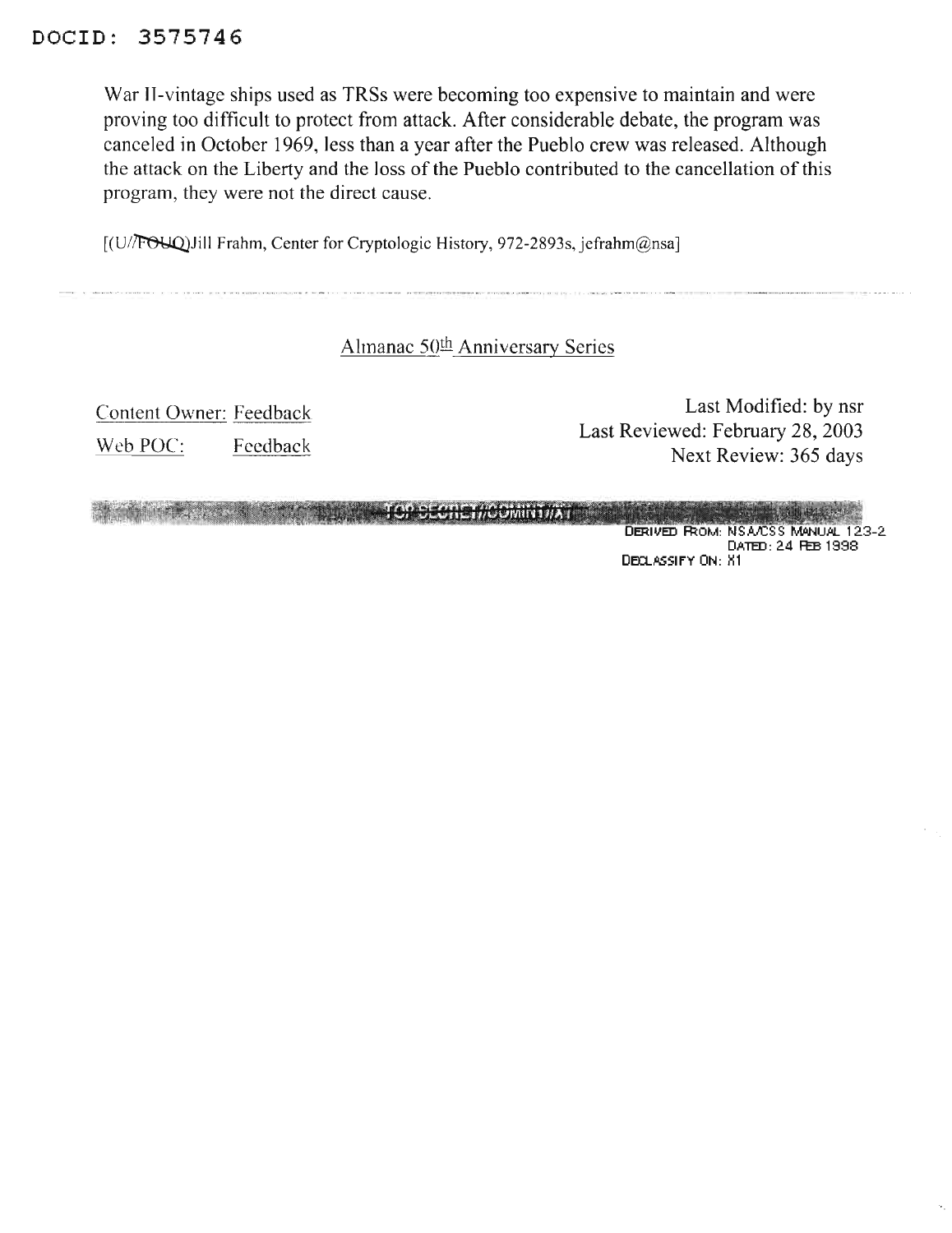War II-vintage ships used as TRSs were becoming too expensive to maintain and were proving too difficult to protect from attack. After considerable debate, the program was canceled in October 1969, less than a year after the Pueblo crew was released. Although the attack on the Liberty and the loss of the Pueblo contributed to the cancellation of this program, they were not the direct cause.

[(U//~~FOUO~~)Jill Frahm, Center for Cryptologic History, 972-2893s, jefrahm@nsa]

---

Almanac 50th Anniversary Series

Content Owner: Feedback
Web POC: Feedback

Last Modified: by nsr
Last Reviewed: February 28, 2003
Next Review: 365 days

~~TOP SECRET//COMINT//X1~~

DERIVED FROM: NSA/CSS MANUAL 123-2
DATED: 24 FEB 1998
DECLASSIFY ON: X1